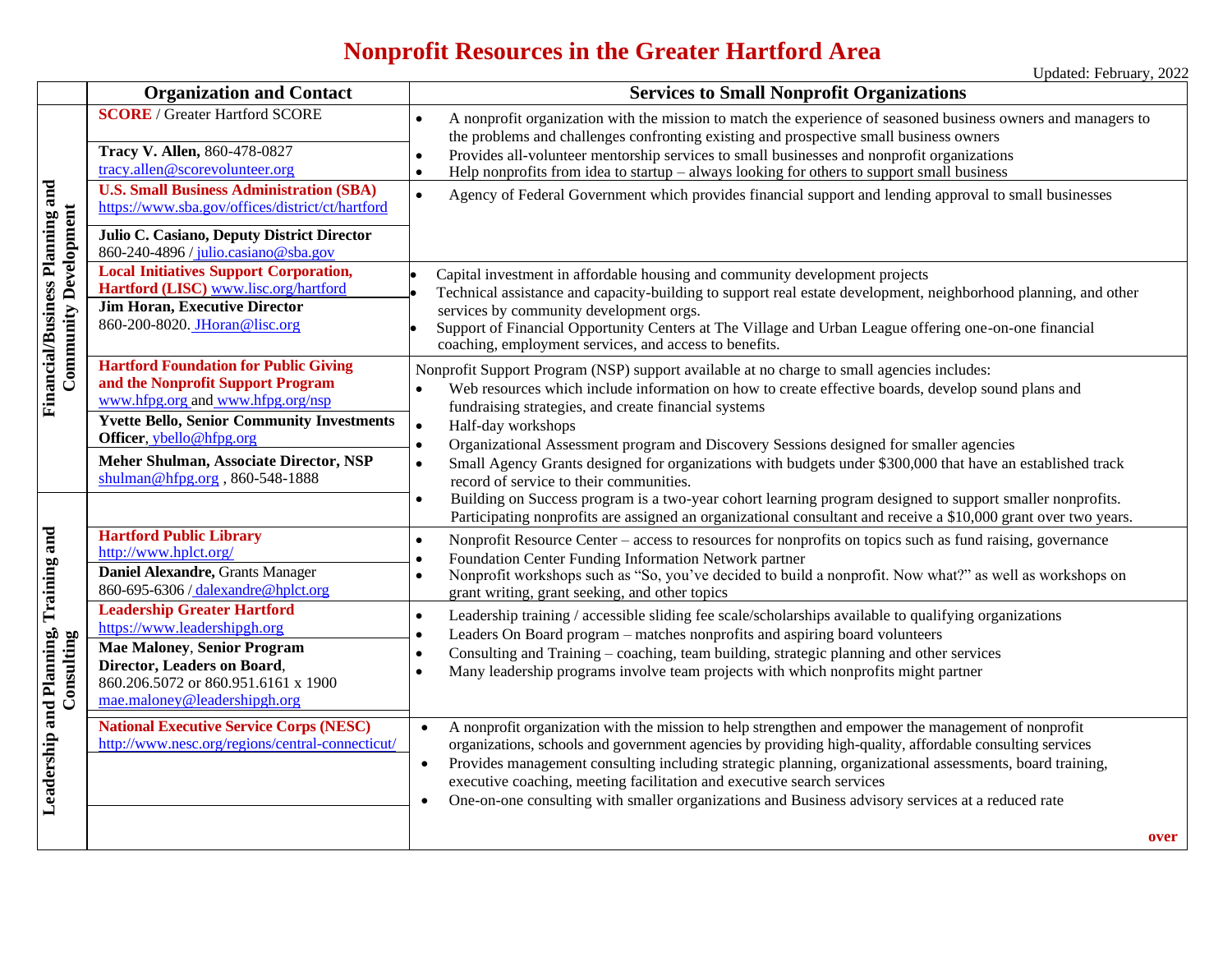# Nonprofit Resources in the Greater Hartford Area

Updated: February, 2022

| | Organization and Contact | Services to Small Nonprofit Organizations |
|---|---|---|
| Financial/Business Planning and Community Development | **SCORE** / Greater Hartford SCORE<br><br>**Tracy V. Allen,** 860-478-0827<br>tracy.allen@scorevolunteer.org | • A nonprofit organization with the mission to match the experience of seasoned business owners and managers to the problems and challenges confronting existing and prospective small business owners<br>• Provides all-volunteer mentorship services to small businesses and nonprofit organizations<br>• Help nonprofits from idea to startup – always looking for others to support small business |
| | **U.S. Small Business Administration (SBA)**<br>https://www.sba.gov/offices/district/ct/hartford<br><br>**Julio C. Casiano, Deputy District Director**<br>860-240-4896 / julio.casiano@sba.gov | • Agency of Federal Government which provides financial support and lending approval to small businesses |
| | **Local Initiatives Support Corporation, Hartford (LISC)** www.lisc.org/hartford<br>**Jim Horan, Executive Director**<br>860-200-8020. JHoran@lisc.org | • Capital investment in affordable housing and community development projects<br>• Technical assistance and capacity-building to support real estate development, neighborhood planning, and other services by community development orgs.<br>• Support of Financial Opportunity Centers at The Village and Urban League offering one-on-one financial coaching, employment services, and access to benefits. |
| | **Hartford Foundation for Public Giving and the Nonprofit Support Program**<br>www.hfpg.org and www.hfpg.org/nsp<br>**Yvette Bello, Senior Community Investments Officer**, ybello@hfpg.org<br>**Meher Shulman, Associate Director, NSP**<br>shulman@hfpg.org , 860-548-1888 | Nonprofit Support Program (NSP) support available at no charge to small agencies includes:<br>• Web resources which include information on how to create effective boards, develop sound plans and fundraising strategies, and create financial systems<br>• Half-day workshops<br>• Organizational Assessment program and Discovery Sessions designed for smaller agencies<br>• Small Agency Grants designed for organizations with budgets under $300,000 that have an established track record of service to their communities.<br>• Building on Success program is a two-year cohort learning program designed to support smaller nonprofits. Participating nonprofits are assigned an organizational consultant and receive a $10,000 grant over two years. |
| Leadership and Planning, Training and Consulting | **Hartford Public Library**<br>http://www.hplct.org/<br>**Daniel Alexandre,** Grants Manager<br>860-695-6306 / dalexandre@hplct.org | • Nonprofit Resource Center – access to resources for nonprofits on topics such as fund raising, governance<br>• Foundation Center Funding Information Network partner<br>• Nonprofit workshops such as "So, you've decided to build a nonprofit. Now what?" as well as workshops on grant writing, grant seeking, and other topics |
| | **Leadership Greater Hartford**<br>https://www.leadershipgh.org<br>**Mae Maloney**, **Senior Program Director, Leaders on Board**,<br>860.206.5072 or 860.951.6161 x 1900<br>mae.maloney@leadershipgh.org | • Leadership training / accessible sliding fee scale/scholarships available to qualifying organizations<br>• Leaders On Board program – matches nonprofits and aspiring board volunteers<br>• Consulting and Training – coaching, team building, strategic planning and other services<br>• Many leadership programs involve team projects with which nonprofits might partner |
| | **National Executive Service Corps (NESC)**<br>http://www.nesc.org/regions/central-connecticut/ | • A nonprofit organization with the mission to help strengthen and empower the management of nonprofit organizations, schools and government agencies by providing high-quality, affordable consulting services<br>• Provides management consulting including strategic planning, organizational assessments, board training, executive coaching, meeting facilitation and executive search services<br>• One-on-one consulting with smaller organizations and Business advisory services at a reduced rate |

**over**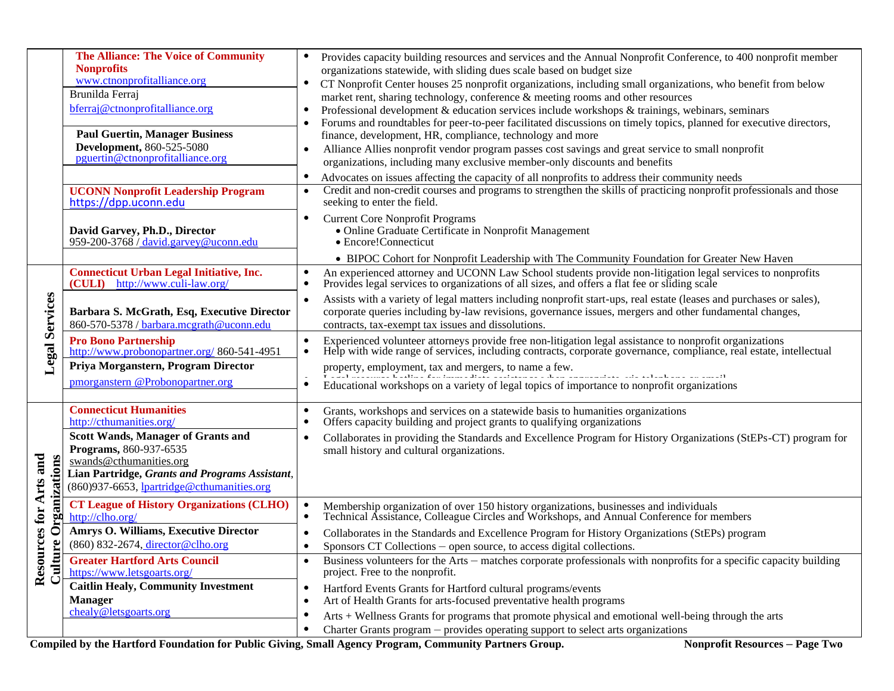| | | |
|---|---|---|
| | **The Alliance: The Voice of Community Nonprofits**<br>www.ctnonprofitalliance.org<br>Brunilda Ferraj<br>bferraj@ctnonprofitalliance.org<br>**Paul Guertin, Manager Business Development,** 860-525-5080<br>pguertin@ctnonprofitalliance.org | • Provides capacity building resources and services and the Annual Nonprofit Conference, to 400 nonprofit member organizations statewide, with sliding dues scale based on budget size<br>• CT Nonprofit Center houses 25 nonprofit organizations, including small organizations, who benefit from below market rent, sharing technology, conference & meeting rooms and other resources<br>• Professional development & education services include workshops & trainings, webinars, seminars<br>• Forums and roundtables for peer-to-peer facilitated discussions on timely topics, planned for executive directors, finance, development, HR, compliance, technology and more<br>• Alliance Allies nonprofit vendor program passes cost savings and great service to small nonprofit organizations, including many exclusive member-only discounts and benefits<br>• Advocates on issues affecting the capacity of all nonprofits to address their community needs |
| | **UCONN Nonprofit Leadership Program**<br>https://dpp.uconn.edu<br>**David Garvey, Ph.D., Director**<br>959-200-3768 / david.garvey@uconn.edu | • Credit and non-credit courses and programs to strengthen the skills of practicing nonprofit professionals and those seeking to enter the field.<br>• Current Core Nonprofit Programs<br>  • Online Graduate Certificate in Nonprofit Management<br>  • Encore!Connecticut<br>  • BIPOC Cohort for Nonprofit Leadership with The Community Foundation for Greater New Haven |
| **Legal Services** | **Connecticut Urban Legal Initiative, Inc. (CULI)** http://www.culi-law.org/<br>**Barbara S. McGrath, Esq, Executive Director**<br>860-570-5378 / barbara.mcgrath@uconn.edu | • An experienced attorney and UCONN Law School students provide non-litigation legal services to nonprofits<br>• Provides legal services to organizations of all sizes, and offers a flat fee or sliding scale<br>• Assists with a variety of legal matters including nonprofit start-ups, real estate (leases and purchases or sales), corporate queries including by-law revisions, governance issues, mergers and other fundamental changes, contracts, tax-exempt tax issues and dissolutions. |
| | **Pro Bono Partnership**<br>http://www.probonopartner.org/ 860-541-4951<br>**Priya Morganstern, Program Director**<br>pmorganstern @Probonopartner.org | • Experienced volunteer attorneys provide free non-litigation legal assistance to nonprofit organizations<br>• Help with wide range of services, including contracts, corporate governance, compliance, real estate, intellectual property, employment, tax and mergers, to name a few.<br>• Legal resource hotline for immediate assistance when appropriate, via telephone or email<br>• Educational workshops on a variety of legal topics of importance to nonprofit organizations |
| **Resources for Arts and Culture Organizations** | **Connecticut Humanities**<br>http://cthumanities.org/<br>**Scott Wands, Manager of Grants and Programs,** 860-937-6535<br>swands@cthumanities.org<br>**Lian Partridge, *Grants and Programs Assistant*,** (860)937-6653, lpartridge@cthumanities.org | • Grants, workshops and services on a statewide basis to humanities organizations<br>• Offers capacity building and project grants to qualifying organizations<br>• Collaborates in providing the Standards and Excellence Program for History Organizations (StEPs-CT) program for small history and cultural organizations. |
| | **CT League of History Organizations (CLHO)**<br>http://clho.org/<br>**Amrys O. Williams, Executive Director**<br>(860) 832-2674, director@clho.org | • Membership organization of over 150 history organizations, businesses and individuals<br>• Technical Assistance, Colleague Circles and Workshops, and Annual Conference for members<br>• Collaborates in the Standards and Excellence Program for History Organizations (StEPs) program<br>• Sponsors CT Collections – open source, to access digital collections. |
| | **Greater Hartford Arts Council**<br>https://www.letsgoarts.org/<br>**Caitlin Healy, Community Investment Manager**<br>chealy@letsgoarts.org | • Business volunteers for the Arts – matches corporate professionals with nonprofits for a specific capacity building project. Free to the nonprofit.<br>• Hartford Events Grants for Hartford cultural programs/events<br>• Art of Health Grants for arts-focused preventative health programs<br>• Arts + Wellness Grants for programs that promote physical and emotional well-being through the arts<br>• Charter Grants program – provides operating support to select arts organizations |

**Compiled by the Hartford Foundation for Public Giving, Small Agency Program, Community Partners Group.**